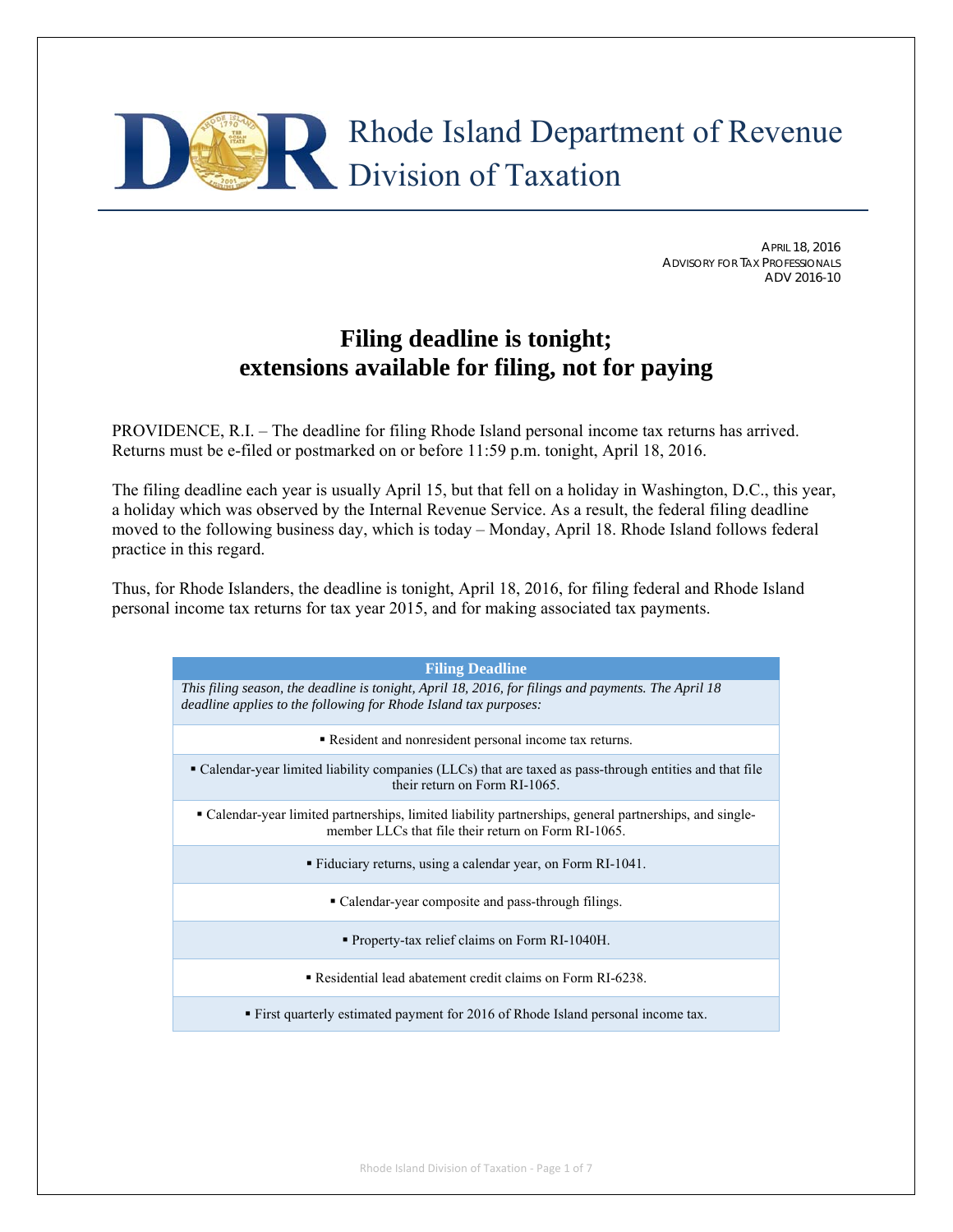# Rhode Island Department of Revenue
## Division of Taxation

APRIL 18, 2016
ADVISORY FOR TAX PROFESSIONALS
ADV 2016-10

# Filing deadline is tonight; extensions available for filing, not for paying

PROVIDENCE, R.I. – The deadline for filing Rhode Island personal income tax returns has arrived. Returns must be e-filed or postmarked on or before 11:59 p.m. tonight, April 18, 2016.

The filing deadline each year is usually April 15, but that fell on a holiday in Washington, D.C., this year, a holiday which was observed by the Internal Revenue Service. As a result, the federal filing deadline moved to the following business day, which is today – Monday, April 18. Rhode Island follows federal practice in this regard.

Thus, for Rhode Islanders, the deadline is tonight, April 18, 2016, for filing federal and Rhode Island personal income tax returns for tax year 2015, and for making associated tax payments.

| Filing Deadline |
|---|
| *This filing season, the deadline is tonight, April 18, 2016, for filings and payments. The April 18 deadline applies to the following for Rhode Island tax purposes:* |
| ▪ Resident and nonresident personal income tax returns. |
| ▪ Calendar-year limited liability companies (LLCs) that are taxed as pass-through entities and that file their return on Form RI-1065. |
| ▪ Calendar-year limited partnerships, limited liability partnerships, general partnerships, and single-member LLCs that file their return on Form RI-1065. |
| ▪ Fiduciary returns, using a calendar year, on Form RI-1041. |
| ▪ Calendar-year composite and pass-through filings. |
| ▪ Property-tax relief claims on Form RI-1040H. |
| ▪ Residential lead abatement credit claims on Form RI-6238. |
| ▪ First quarterly estimated payment for 2016 of Rhode Island personal income tax. |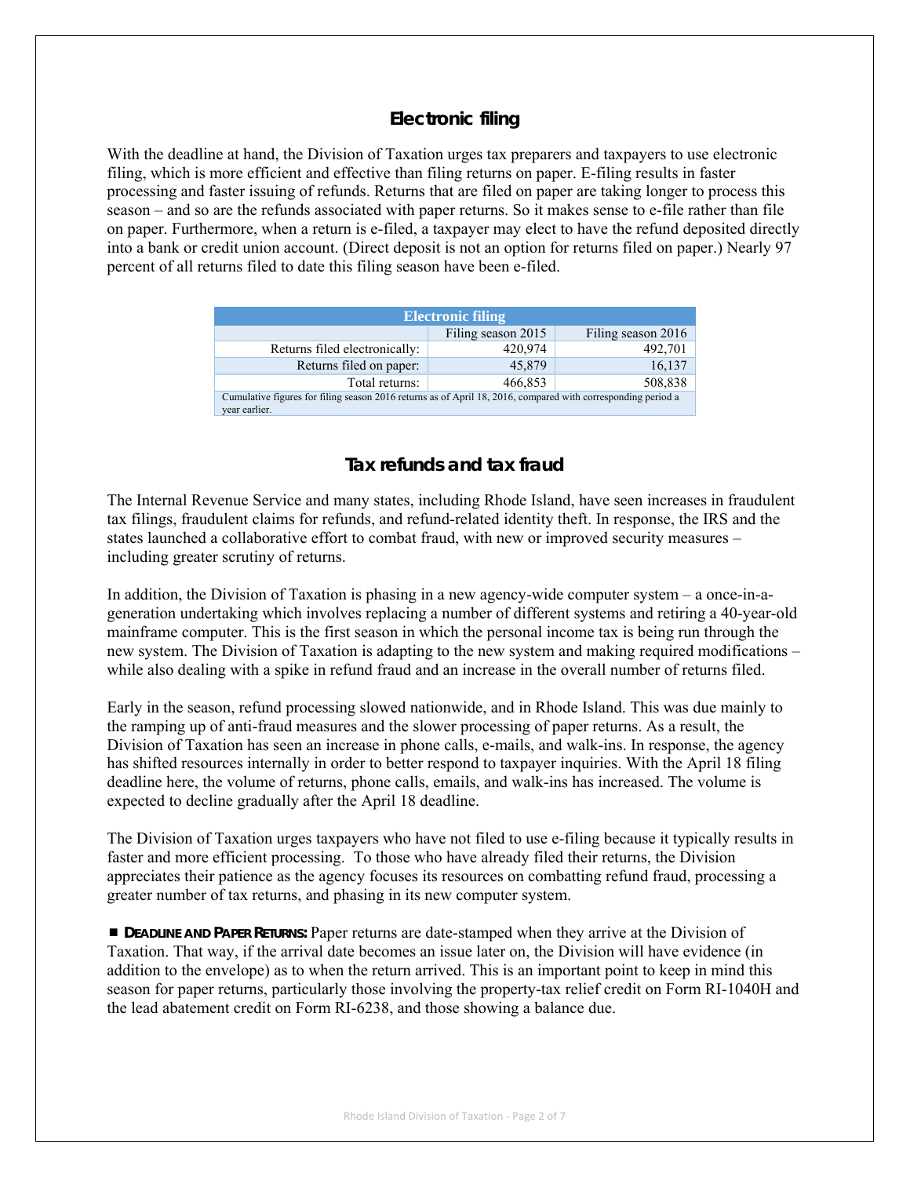## Electronic filing

With the deadline at hand, the Division of Taxation urges tax preparers and taxpayers to use electronic filing, which is more efficient and effective than filing returns on paper. E-filing results in faster processing and faster issuing of refunds. Returns that are filed on paper are taking longer to process this season – and so are the refunds associated with paper returns. So it makes sense to e-file rather than file on paper. Furthermore, when a return is e-filed, a taxpayer may elect to have the refund deposited directly into a bank or credit union account. (Direct deposit is not an option for returns filed on paper.) Nearly 97 percent of all returns filed to date this filing season have been e-filed.

| Electronic filing | | |
|---|---|---|
| | Filing season 2015 | Filing season 2016 |
| Returns filed electronically: | 420,974 | 492,701 |
| Returns filed on paper: | 45,879 | 16,137 |
| Total returns: | 466,853 | 508,838 |
| Cumulative figures for filing season 2016 returns as of April 18, 2016, compared with corresponding period a year earlier. | | |

## Tax refunds and tax fraud

The Internal Revenue Service and many states, including Rhode Island, have seen increases in fraudulent tax filings, fraudulent claims for refunds, and refund-related identity theft. In response, the IRS and the states launched a collaborative effort to combat fraud, with new or improved security measures – including greater scrutiny of returns.

In addition, the Division of Taxation is phasing in a new agency-wide computer system – a once-in-a-generation undertaking which involves replacing a number of different systems and retiring a 40-year-old mainframe computer. This is the first season in which the personal income tax is being run through the new system. The Division of Taxation is adapting to the new system and making required modifications – while also dealing with a spike in refund fraud and an increase in the overall number of returns filed.

Early in the season, refund processing slowed nationwide, and in Rhode Island. This was due mainly to the ramping up of anti-fraud measures and the slower processing of paper returns. As a result, the Division of Taxation has seen an increase in phone calls, e-mails, and walk-ins. In response, the agency has shifted resources internally in order to better respond to taxpayer inquiries. With the April 18 filing deadline here, the volume of returns, phone calls, emails, and walk-ins has increased. The volume is expected to decline gradually after the April 18 deadline.

The Division of Taxation urges taxpayers who have not filed to use e-filing because it typically results in faster and more efficient processing. To those who have already filed their returns, the Division appreciates their patience as the agency focuses its resources on combatting refund fraud, processing a greater number of tax returns, and phasing in its new computer system.

■ **DEADLINE AND PAPER RETURNS:** Paper returns are date-stamped when they arrive at the Division of Taxation. That way, if the arrival date becomes an issue later on, the Division will have evidence (in addition to the envelope) as to when the return arrived. This is an important point to keep in mind this season for paper returns, particularly those involving the property-tax relief credit on Form RI-1040H and the lead abatement credit on Form RI-6238, and those showing a balance due.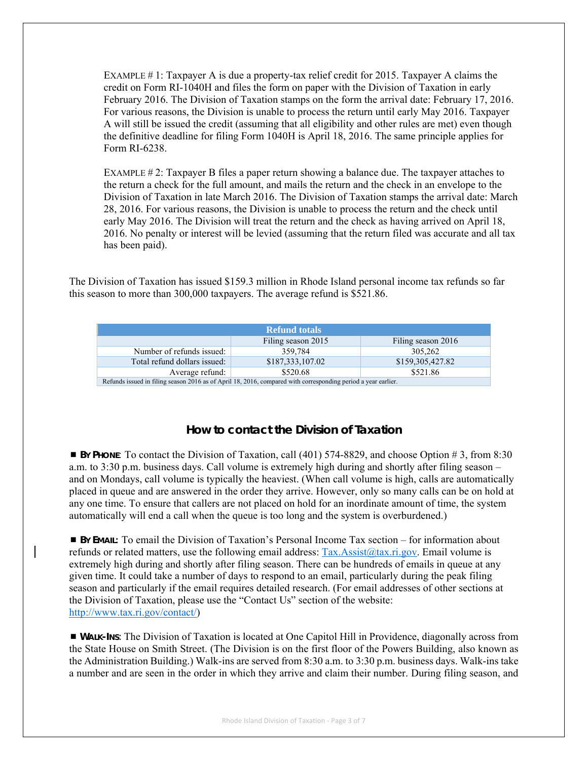EXAMPLE # 1: Taxpayer A is due a property-tax relief credit for 2015. Taxpayer A claims the credit on Form RI-1040H and files the form on paper with the Division of Taxation in early February 2016. The Division of Taxation stamps on the form the arrival date: February 17, 2016. For various reasons, the Division is unable to process the return until early May 2016. Taxpayer A will still be issued the credit (assuming that all eligibility and other rules are met) even though the definitive deadline for filing Form 1040H is April 18, 2016. The same principle applies for Form RI-6238.

EXAMPLE # 2: Taxpayer B files a paper return showing a balance due. The taxpayer attaches to the return a check for the full amount, and mails the return and the check in an envelope to the Division of Taxation in late March 2016. The Division of Taxation stamps the arrival date: March 28, 2016. For various reasons, the Division is unable to process the return and the check until early May 2016. The Division will treat the return and the check as having arrived on April 18, 2016. No penalty or interest will be levied (assuming that the return filed was accurate and all tax has been paid).

The Division of Taxation has issued $159.3 million in Rhode Island personal income tax refunds so far this season to more than 300,000 taxpayers. The average refund is $521.86.

| Refund totals | | |
|---|---|---|
| | Filing season 2015 | Filing season 2016 |
| Number of refunds issued: | 359,784 | 305,262 |
| Total refund dollars issued: | $187,333,107.02 | $159,305,427.82 |
| Average refund: | $520.68 | $521.86 |

Refunds issued in filing season 2016 as of April 18, 2016, compared with corresponding period a year earlier.

## How to contact the Division of Taxation

■ **BY PHONE**: To contact the Division of Taxation, call (401) 574-8829, and choose Option # 3, from 8:30 a.m. to 3:30 p.m. business days. Call volume is extremely high during and shortly after filing season – and on Mondays, call volume is typically the heaviest. (When call volume is high, calls are automatically placed in queue and are answered in the order they arrive. However, only so many calls can be on hold at any one time. To ensure that callers are not placed on hold for an inordinate amount of time, the system automatically will end a call when the queue is too long and the system is overburdened.)

■ **BY EMAIL:** To email the Division of Taxation's Personal Income Tax section – for information about refunds or related matters, use the following email address: [Tax.Assist@tax.ri.gov](mailto:Tax.Assist@tax.ri.gov). Email volume is extremely high during and shortly after filing season. There can be hundreds of emails in queue at any given time. It could take a number of days to respond to an email, particularly during the peak filing season and particularly if the email requires detailed research. (For email addresses of other sections at the Division of Taxation, please use the "Contact Us" section of the website: [http://www.tax.ri.gov/contact/](http://www.tax.ri.gov/contact/))

■ **WALK-INS**: The Division of Taxation is located at One Capitol Hill in Providence, diagonally across from the State House on Smith Street. (The Division is on the first floor of the Powers Building, also known as the Administration Building.) Walk-ins are served from 8:30 a.m. to 3:30 p.m. business days. Walk-ins take a number and are seen in the order in which they arrive and claim their number. During filing season, and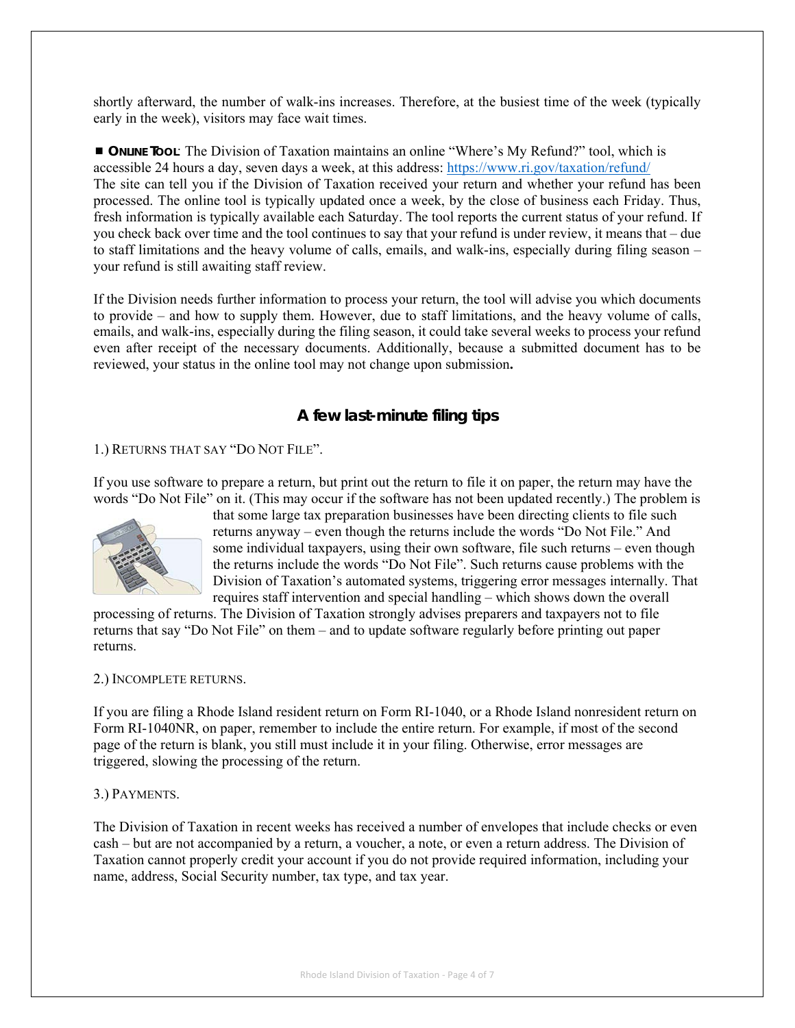shortly afterward, the number of walk-ins increases. Therefore, at the busiest time of the week (typically early in the week), visitors may face wait times.

■ **ONLINE TOOL**: The Division of Taxation maintains an online "Where's My Refund?" tool, which is accessible 24 hours a day, seven days a week, at this address: https://www.ri.gov/taxation/refund/ The site can tell you if the Division of Taxation received your return and whether your refund has been processed. The online tool is typically updated once a week, by the close of business each Friday. Thus, fresh information is typically available each Saturday. The tool reports the current status of your refund. If you check back over time and the tool continues to say that your refund is under review, it means that – due to staff limitations and the heavy volume of calls, emails, and walk-ins, especially during filing season – your refund is still awaiting staff review.

If the Division needs further information to process your return, the tool will advise you which documents to provide – and how to supply them. However, due to staff limitations, and the heavy volume of calls, emails, and walk-ins, especially during the filing season, it could take several weeks to process your refund even after receipt of the necessary documents. Additionally, because a submitted document has to be reviewed, your status in the online tool may not change upon submission**.**

## A few last-minute filing tips

1.) RETURNS THAT SAY "DO NOT FILE".

If you use software to prepare a return, but print out the return to file it on paper, the return may have the words "Do Not File" on it. (This may occur if the software has not been updated recently.) The problem is that some large tax preparation businesses have been directing clients to file such returns anyway – even though the returns include the words "Do Not File." And some individual taxpayers, using their own software, file such returns – even though the returns include the words "Do Not File". Such returns cause problems with the Division of Taxation's automated systems, triggering error messages internally. That requires staff intervention and special handling – which shows down the overall processing of returns. The Division of Taxation strongly advises preparers and taxpayers not to file returns that say "Do Not File" on them – and to update software regularly before printing out paper returns.

2.) INCOMPLETE RETURNS.

If you are filing a Rhode Island resident return on Form RI-1040, or a Rhode Island nonresident return on Form RI-1040NR, on paper, remember to include the entire return. For example, if most of the second page of the return is blank, you still must include it in your filing. Otherwise, error messages are triggered, slowing the processing of the return.

3.) PAYMENTS.

The Division of Taxation in recent weeks has received a number of envelopes that include checks or even cash – but are not accompanied by a return, a voucher, a note, or even a return address. The Division of Taxation cannot properly credit your account if you do not provide required information, including your name, address, Social Security number, tax type, and tax year.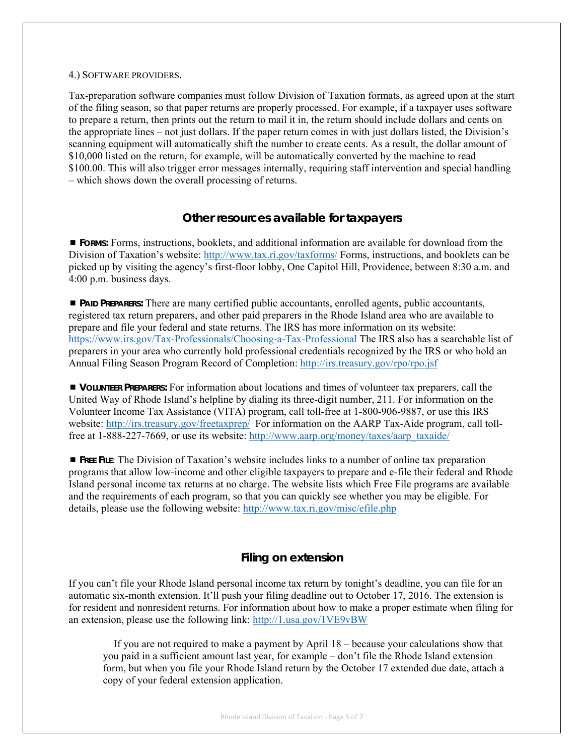4.) SOFTWARE PROVIDERS.

Tax-preparation software companies must follow Division of Taxation formats, as agreed upon at the start of the filing season, so that paper returns are properly processed. For example, if a taxpayer uses software to prepare a return, then prints out the return to mail it in, the return should include dollars and cents on the appropriate lines – not just dollars. If the paper return comes in with just dollars listed, the Division's scanning equipment will automatically shift the number to create cents. As a result, the dollar amount of $10,000 listed on the return, for example, will be automatically converted by the machine to read $100.00. This will also trigger error messages internally, requiring staff intervention and special handling – which shows down the overall processing of returns.

## Other resources available for taxpayers

■ **FORMS:** Forms, instructions, booklets, and additional information are available for download from the Division of Taxation's website: http://www.tax.ri.gov/taxforms/ Forms, instructions, and booklets can be picked up by visiting the agency's first-floor lobby, One Capitol Hill, Providence, between 8:30 a.m. and 4:00 p.m. business days.

■ **PAID PREPARERS:** There are many certified public accountants, enrolled agents, public accountants, registered tax return preparers, and other paid preparers in the Rhode Island area who are available to prepare and file your federal and state returns. The IRS has more information on its website: https://www.irs.gov/Tax-Professionals/Choosing-a-Tax-Professional The IRS also has a searchable list of preparers in your area who currently hold professional credentials recognized by the IRS or who hold an Annual Filing Season Program Record of Completion: http://irs.treasury.gov/rpo/rpo.jsf

■ **VOLUNTEER PREPARERS:** For information about locations and times of volunteer tax preparers, call the United Way of Rhode Island's helpline by dialing its three-digit number, 211. For information on the Volunteer Income Tax Assistance (VITA) program, call toll-free at 1-800-906-9887, or use this IRS website: http://irs.treasury.gov/freetaxprep/ For information on the AARP Tax-Aide program, call toll-free at 1-888-227-7669, or use its website: http://www.aarp.org/money/taxes/aarp_taxaide/

■ **FREE FILE**: The Division of Taxation's website includes links to a number of online tax preparation programs that allow low-income and other eligible taxpayers to prepare and e-file their federal and Rhode Island personal income tax returns at no charge. The website lists which Free File programs are available and the requirements of each program, so that you can quickly see whether you may be eligible. For details, please use the following website: http://www.tax.ri.gov/misc/efile.php

## Filing on extension

If you can't file your Rhode Island personal income tax return by tonight's deadline, you can file for an automatic six-month extension. It'll push your filing deadline out to October 17, 2016. The extension is for resident and nonresident returns. For information about how to make a proper estimate when filing for an extension, please use the following link: http://1.usa.gov/1VE9vBW

> If you are not required to make a payment by April 18 – because your calculations show that you paid in a sufficient amount last year, for example – don't file the Rhode Island extension form, but when you file your Rhode Island return by the October 17 extended due date, attach a copy of your federal extension application.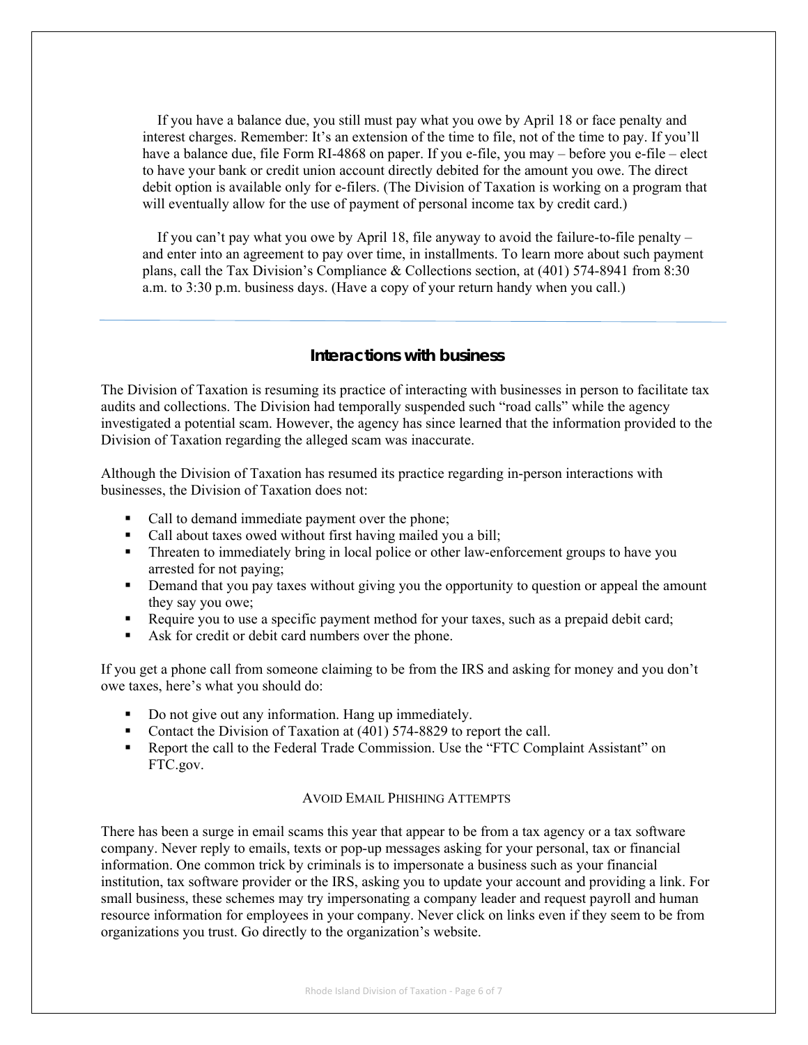If you have a balance due, you still must pay what you owe by April 18 or face penalty and interest charges. Remember: It's an extension of the time to file, not of the time to pay. If you'll have a balance due, file Form RI-4868 on paper. If you e-file, you may – before you e-file – elect to have your bank or credit union account directly debited for the amount you owe. The direct debit option is available only for e-filers. (The Division of Taxation is working on a program that will eventually allow for the use of payment of personal income tax by credit card.)

If you can't pay what you owe by April 18, file anyway to avoid the failure-to-file penalty – and enter into an agreement to pay over time, in installments. To learn more about such payment plans, call the Tax Division's Compliance & Collections section, at (401) 574-8941 from 8:30 a.m. to 3:30 p.m. business days. (Have a copy of your return handy when you call.)

---

## Interactions with business

The Division of Taxation is resuming its practice of interacting with businesses in person to facilitate tax audits and collections. The Division had temporally suspended such "road calls" while the agency investigated a potential scam. However, the agency has since learned that the information provided to the Division of Taxation regarding the alleged scam was inaccurate.

Although the Division of Taxation has resumed its practice regarding in-person interactions with businesses, the Division of Taxation does not:

- Call to demand immediate payment over the phone;
- Call about taxes owed without first having mailed you a bill;
- Threaten to immediately bring in local police or other law-enforcement groups to have you arrested for not paying;
- Demand that you pay taxes without giving you the opportunity to question or appeal the amount they say you owe;
- Require you to use a specific payment method for your taxes, such as a prepaid debit card;
- Ask for credit or debit card numbers over the phone.

If you get a phone call from someone claiming to be from the IRS and asking for money and you don't owe taxes, here's what you should do:

- Do not give out any information. Hang up immediately.
- Contact the Division of Taxation at (401) 574-8829 to report the call.
- Report the call to the Federal Trade Commission. Use the "FTC Complaint Assistant" on FTC.gov.

### Avoid Email Phishing Attempts

There has been a surge in email scams this year that appear to be from a tax agency or a tax software company. Never reply to emails, texts or pop-up messages asking for your personal, tax or financial information. One common trick by criminals is to impersonate a business such as your financial institution, tax software provider or the IRS, asking you to update your account and providing a link. For small business, these schemes may try impersonating a company leader and request payroll and human resource information for employees in your company. Never click on links even if they seem to be from organizations you trust. Go directly to the organization's website.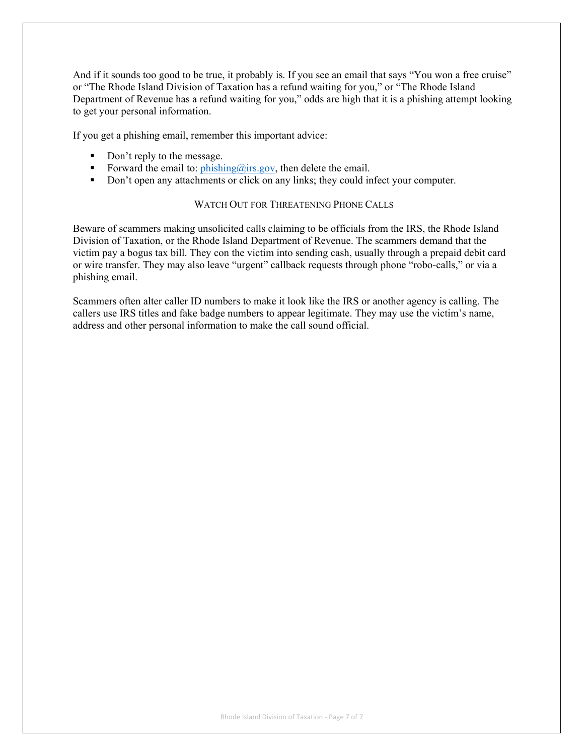And if it sounds too good to be true, it probably is. If you see an email that says "You won a free cruise" or "The Rhode Island Division of Taxation has a refund waiting for you," or "The Rhode Island Department of Revenue has a refund waiting for you," odds are high that it is a phishing attempt looking to get your personal information.

If you get a phishing email, remember this important advice:

- Don't reply to the message.
- Forward the email to: phishing@irs.gov, then delete the email.
- Don't open any attachments or click on any links; they could infect your computer.

## WATCH OUT FOR THREATENING PHONE CALLS

Beware of scammers making unsolicited calls claiming to be officials from the IRS, the Rhode Island Division of Taxation, or the Rhode Island Department of Revenue. The scammers demand that the victim pay a bogus tax bill. They con the victim into sending cash, usually through a prepaid debit card or wire transfer. They may also leave "urgent" callback requests through phone "robo-calls," or via a phishing email.

Scammers often alter caller ID numbers to make it look like the IRS or another agency is calling. The callers use IRS titles and fake badge numbers to appear legitimate. They may use the victim's name, address and other personal information to make the call sound official.